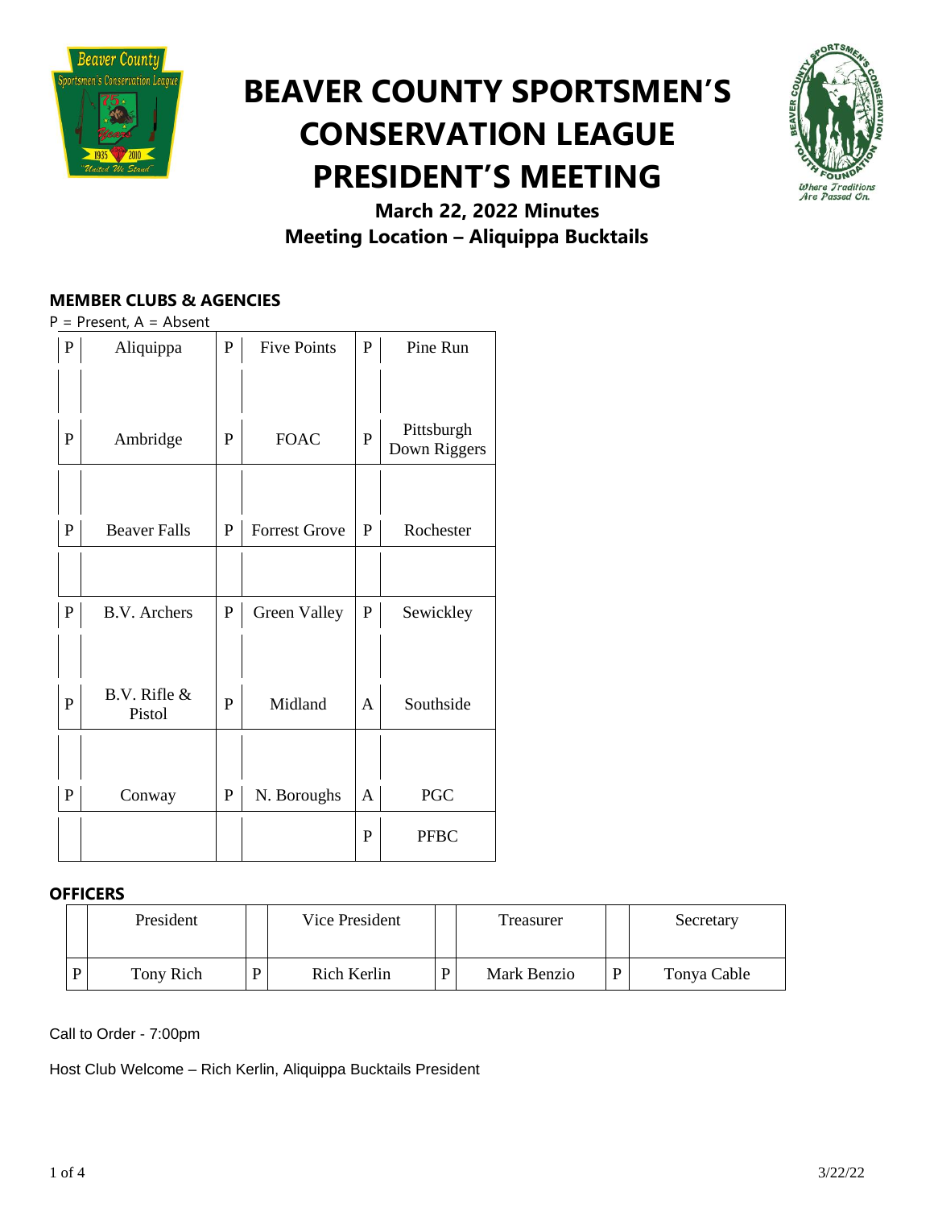# BEAVER COUNTY SPORTSMEN'S CONSERVATION LEAGUE PRESIDENT'S MEETING

**March 22, 2022 Minutes**

**Meeting Location – Aliquippa Bucktails**

### MEMBER CLUBS & AGENCIES

P = Present, A = Absent

| | | | | | |
|---|---|---|---|---|---|
| P | Aliquippa | P | Five Points | P | Pine Run |
| P | Ambridge | P | FOAC | P | Pittsburgh Down Riggers |
| P | Beaver Falls | P | Forrest Grove | P | Rochester |
| P | B.V. Archers | P | Green Valley | P | Sewickley |
| P | B.V. Rifle & Pistol | P | Midland | A | Southside |
| P | Conway | P | N. Boroughs | A | PGC |
| | | | | P | PFBC |

### OFFICERS

| | President | | Vice President | | Treasurer | | Secretary |
|---|---|---|---|---|---|---|---|
| P | Tony Rich | P | Rich Kerlin | P | Mark Benzio | P | Tonya Cable |

Call to Order - 7:00pm

Host Club Welcome – Rich Kerlin, Aliquippa Bucktails President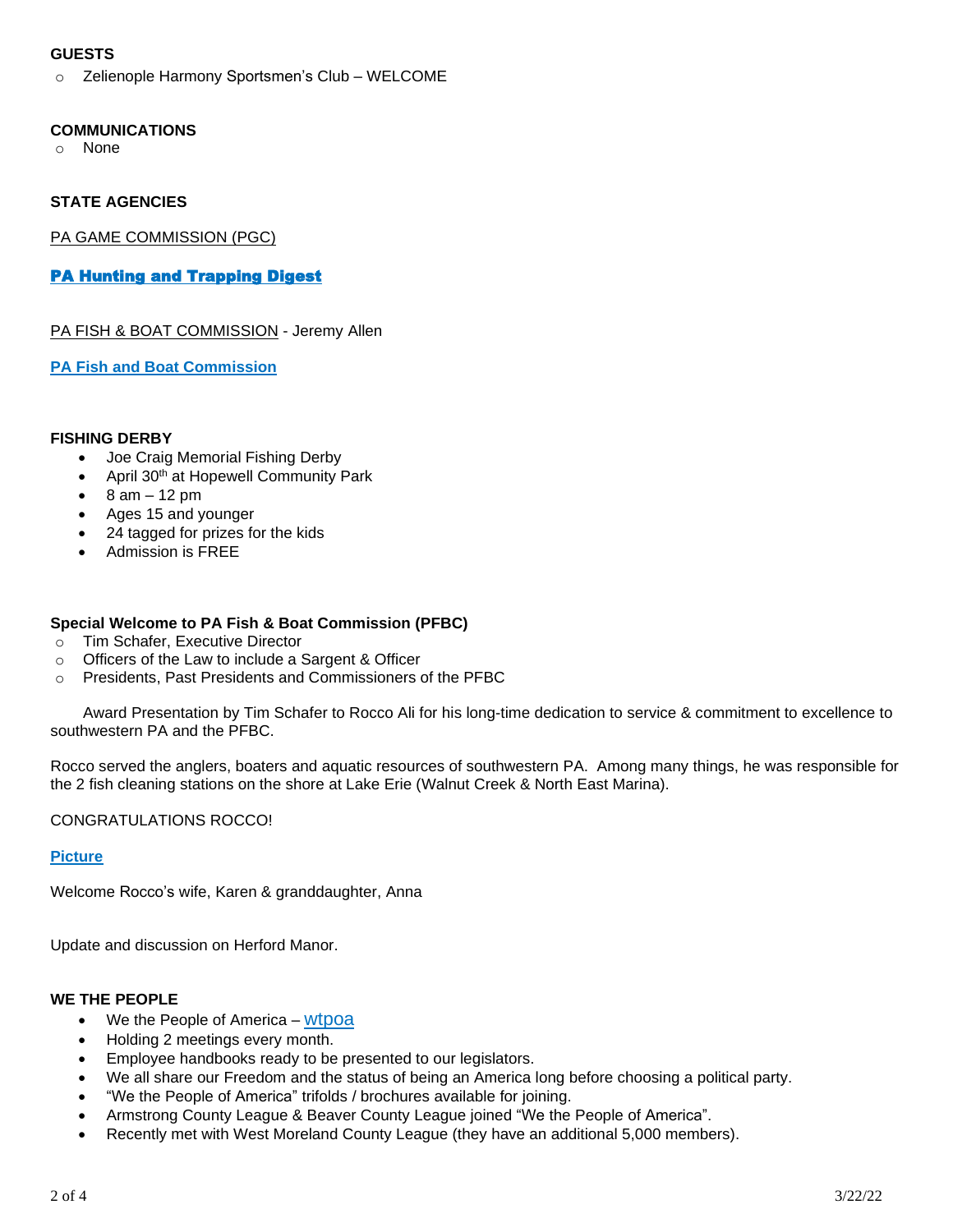**GUESTS**

- Zelienople Harmony Sportsmen's Club – WELCOME

**COMMUNICATIONS**

- None

**STATE AGENCIES**

PA GAME COMMISSION (PGC)

**PA Hunting and Trapping Digest**

PA FISH & BOAT COMMISSION - Jeremy Allen

**PA Fish and Boat Commission**

**FISHING DERBY**

- Joe Craig Memorial Fishing Derby
- April 30th at Hopewell Community Park
- 8 am – 12 pm
- Ages 15 and younger
- 24 tagged for prizes for the kids
- Admission is FREE

**Special Welcome to PA Fish & Boat Commission (PFBC)**

- Tim Schafer, Executive Director
- Officers of the Law to include a Sargent & Officer
- Presidents, Past Presidents and Commissioners of the PFBC

Award Presentation by Tim Schafer to Rocco Ali for his long-time dedication to service & commitment to excellence to southwestern PA and the PFBC.

Rocco served the anglers, boaters and aquatic resources of southwestern PA. Among many things, he was responsible for the 2 fish cleaning stations on the shore at Lake Erie (Walnut Creek & North East Marina).

CONGRATULATIONS ROCCO!

**Picture**

Welcome Rocco's wife, Karen & granddaughter, Anna

Update and discussion on Herford Manor.

**WE THE PEOPLE**

- We the People of America – wtpoa
- Holding 2 meetings every month.
- Employee handbooks ready to be presented to our legislators.
- We all share our Freedom and the status of being an America long before choosing a political party.
- "We the People of America" trifolds / brochures available for joining.
- Armstrong County League & Beaver County League joined "We the People of America".
- Recently met with West Moreland County League (they have an additional 5,000 members).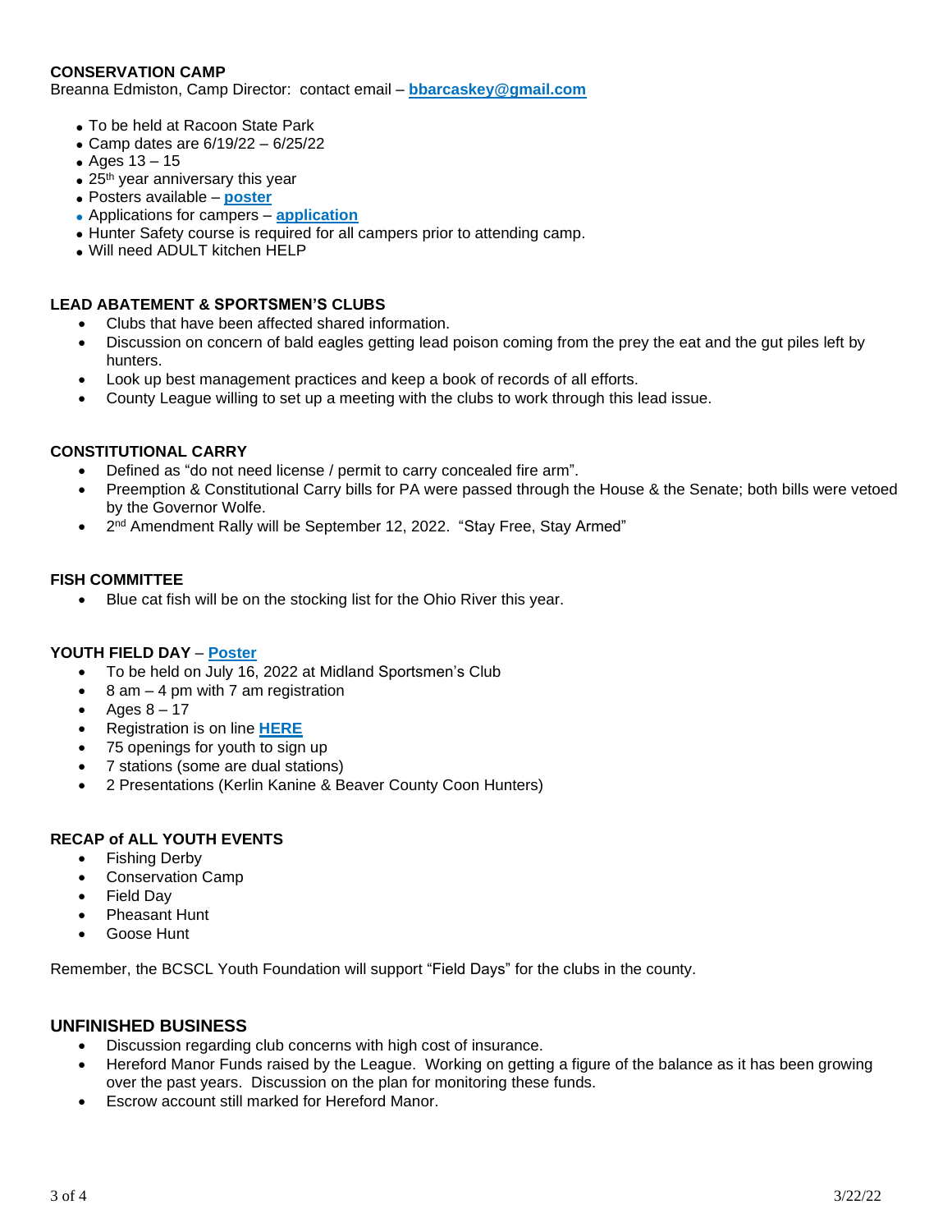**CONSERVATION CAMP**

Breanna Edmiston, Camp Director: contact email – **bbarcaskey@gmail.com**

- To be held at Racoon State Park
- Camp dates are 6/19/22 – 6/25/22
- Ages 13 – 15
- 25th year anniversary this year
- Posters available – **poster**
- Applications for campers – **application**
- Hunter Safety course is required for all campers prior to attending camp.
- Will need ADULT kitchen HELP

**LEAD ABATEMENT & SPORTSMEN'S CLUBS**

- Clubs that have been affected shared information.
- Discussion on concern of bald eagles getting lead poison coming from the prey the eat and the gut piles left by hunters.
- Look up best management practices and keep a book of records of all efforts.
- County League willing to set up a meeting with the clubs to work through this lead issue.

**CONSTITUTIONAL CARRY**

- Defined as "do not need license / permit to carry concealed fire arm".
- Preemption & Constitutional Carry bills for PA were passed through the House & the Senate; both bills were vetoed by the Governor Wolfe.
- 2nd Amendment Rally will be September 12, 2022. "Stay Free, Stay Armed"

**FISH COMMITTEE**

- Blue cat fish will be on the stocking list for the Ohio River this year.

**YOUTH FIELD DAY** – **Poster**

- To be held on July 16, 2022 at Midland Sportsmen's Club
- 8 am – 4 pm with 7 am registration
- Ages 8 – 17
- Registration is on line **HERE**
- 75 openings for youth to sign up
- 7 stations (some are dual stations)
- 2 Presentations (Kerlin Kanine & Beaver County Coon Hunters)

**RECAP of ALL YOUTH EVENTS**

- Fishing Derby
- Conservation Camp
- Field Day
- Pheasant Hunt
- Goose Hunt

Remember, the BCSCL Youth Foundation will support "Field Days" for the clubs in the county.

## UNFINISHED BUSINESS

- Discussion regarding club concerns with high cost of insurance.
- Hereford Manor Funds raised by the League. Working on getting a figure of the balance as it has been growing over the past years. Discussion on the plan for monitoring these funds.
- Escrow account still marked for Hereford Manor.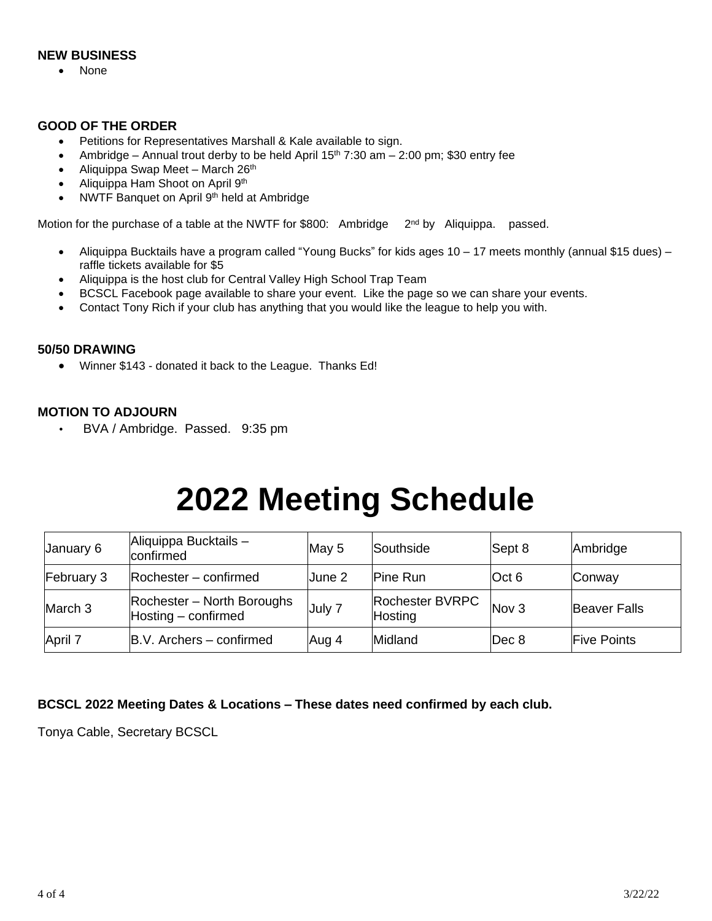**NEW BUSINESS**

- None

**GOOD OF THE ORDER**

- Petitions for Representatives Marshall & Kale available to sign.
- Ambridge – Annual trout derby to be held April 15th 7:30 am – 2:00 pm; $30 entry fee
- Aliquippa Swap Meet – March 26th
- Aliquippa Ham Shoot on April 9th
- NWTF Banquet on April 9th held at Ambridge

Motion for the purchase of a table at the NWTF for $800: Ambridge 2nd by Aliquippa. passed.

- Aliquippa Bucktails have a program called "Young Bucks" for kids ages 10 – 17 meets monthly (annual $15 dues) – raffle tickets available for $5
- Aliquippa is the host club for Central Valley High School Trap Team
- BCSCL Facebook page available to share your event. Like the page so we can share your events.
- Contact Tony Rich if your club has anything that you would like the league to help you with.

**50/50 DRAWING**

- Winner $143 - donated it back to the League. Thanks Ed!

**MOTION TO ADJOURN**

- BVA / Ambridge. Passed. 9:35 pm

# 2022 Meeting Schedule

| | | | | | |
|---|---|---|---|---|---|
| January 6 | Aliquippa Bucktails – confirmed | May 5 | Southside | Sept 8 | Ambridge |
| February 3 | Rochester – confirmed | June 2 | Pine Run | Oct 6 | Conway |
| March 3 | Rochester – North Boroughs Hosting – confirmed | July 7 | Rochester BVRPC Hosting | Nov 3 | Beaver Falls |
| April 7 | B.V. Archers – confirmed | Aug 4 | Midland | Dec 8 | Five Points |

**BCSCL 2022 Meeting Dates & Locations – These dates need confirmed by each club.**

Tonya Cable, Secretary BCSCL